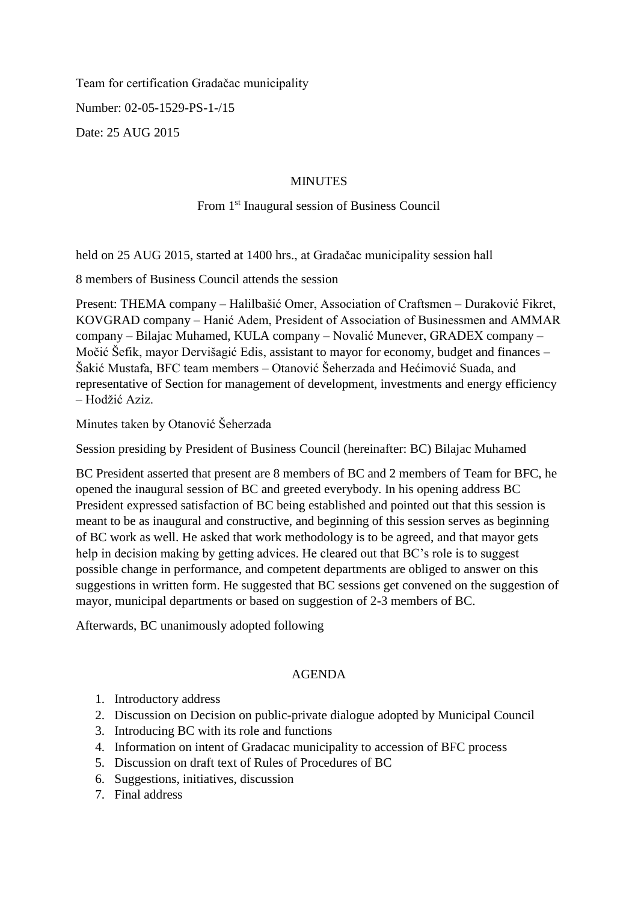Team for certification Gradačac municipality

Number: 02-05-1529-PS-1-/15

Date: 25 AUG 2015

# MINUTES

## From 1st Inaugural session of Business Council

held on 25 AUG 2015, started at 1400 hrs., at Gradačac municipality session hall

8 members of Business Council attends the session

Present: THEMA company – Halilbašić Omer, Association of Craftsmen – Duraković Fikret, KOVGRAD company – Hanić Adem, President of Association of Businessmen and AMMAR company – Bilajac Muhamed, KULA company – Novalić Munever, GRADEX company – Močić Šefik, mayor Dervišagić Edis, assistant to mayor for economy, budget and finances – Šakić Mustafa, BFC team members – Otanović Šeherzada and Hećimović Suada, and representative of Section for management of development, investments and energy efficiency – Hodžić Aziz.

Minutes taken by Otanović Šeherzada

Session presiding by President of Business Council (hereinafter: BC) Bilajac Muhamed

BC President asserted that present are 8 members of BC and 2 members of Team for BFC, he opened the inaugural session of BC and greeted everybody. In his opening address BC President expressed satisfaction of BC being established and pointed out that this session is meant to be as inaugural and constructive, and beginning of this session serves as beginning of BC work as well. He asked that work methodology is to be agreed, and that mayor gets help in decision making by getting advices. He cleared out that BC's role is to suggest possible change in performance, and competent departments are obliged to answer on this suggestions in written form. He suggested that BC sessions get convened on the suggestion of mayor, municipal departments or based on suggestion of 2-3 members of BC.

Afterwards, BC unanimously adopted following

## AGENDA

1. Introductory address
2. Discussion on Decision on public-private dialogue adopted by Municipal Council
3. Introducing BC with its role and functions
4. Information on intent of Gradacac municipality to accession of BFC process
5. Discussion on draft text of Rules of Procedures of BC
6. Suggestions, initiatives, discussion
7. Final address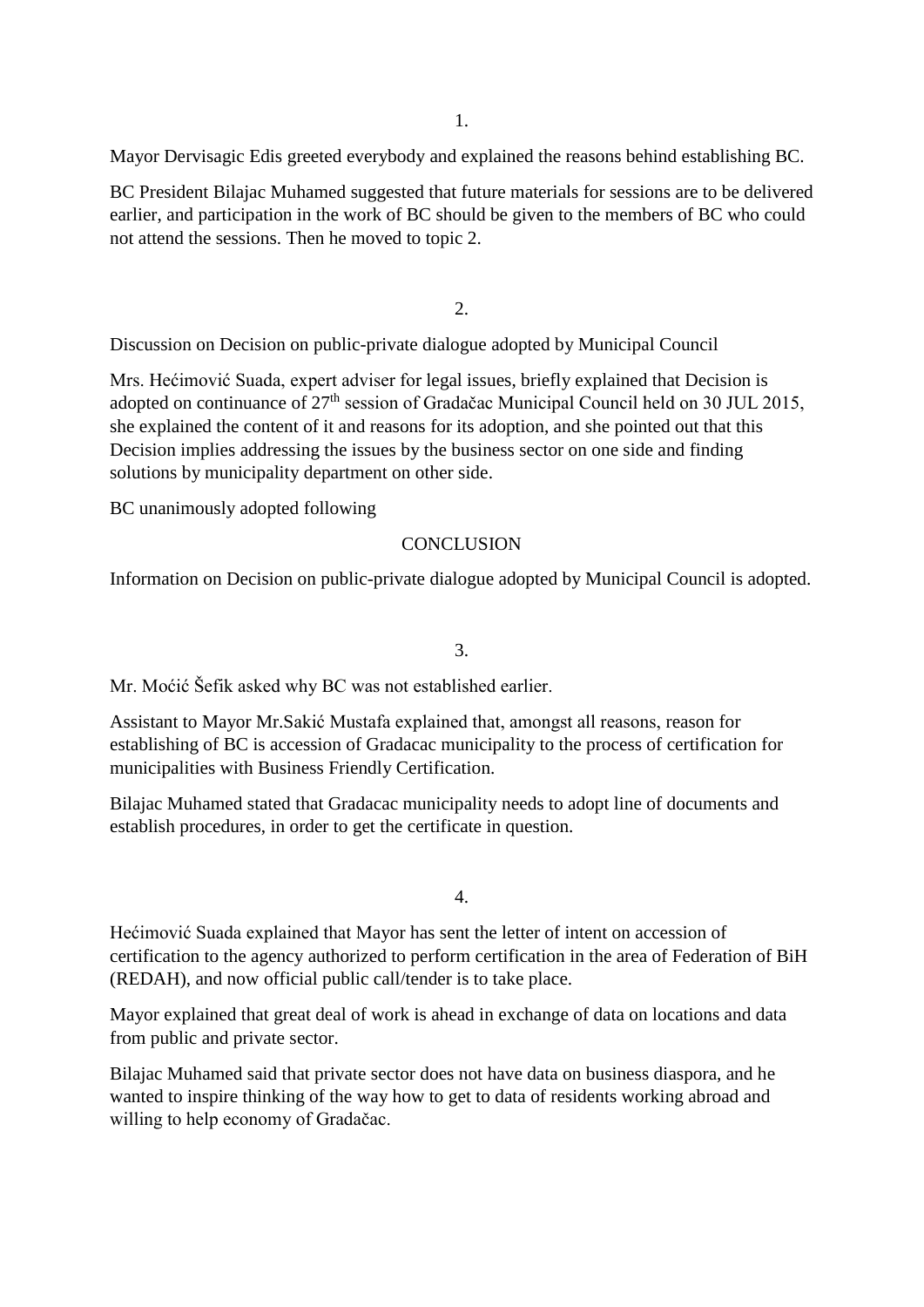1.

Mayor Dervisagic Edis greeted everybody and explained the reasons behind establishing BC.

BC President Bilajac Muhamed suggested that future materials for sessions are to be delivered earlier, and participation in the work of BC should be given to the members of BC who could not attend the sessions. Then he moved to topic 2.

2.

Discussion on Decision on public-private dialogue adopted by Municipal Council

Mrs. Hećimović Suada, expert adviser for legal issues, briefly explained that Decision is adopted on continuance of 27th session of Gradačac Municipal Council held on 30 JUL 2015, she explained the content of it and reasons for its adoption, and she pointed out that this Decision implies addressing the issues by the business sector on one side and finding solutions by municipality department on other side.

BC unanimously adopted following

CONCLUSION

Information on Decision on public-private dialogue adopted by Municipal Council is adopted.

3.

Mr. Moćić Šefik asked why BC was not established earlier.

Assistant to Mayor Mr.Sakić Mustafa explained that, amongst all reasons, reason for establishing of BC is accession of Gradacac municipality to the process of certification for municipalities with Business Friendly Certification.

Bilajac Muhamed stated that Gradacac municipality needs to adopt line of documents and establish procedures, in order to get the certificate in question.

4.

Hećimović Suada explained that Mayor has sent the letter of intent on accession of certification to the agency authorized to perform certification in the area of Federation of BiH (REDAH), and now official public call/tender is to take place.

Mayor explained that great deal of work is ahead in exchange of data on locations and data from public and private sector.

Bilajac Muhamed said that private sector does not have data on business diaspora, and he wanted to inspire thinking of the way how to get to data of residents working abroad and willing to help economy of Gradačac.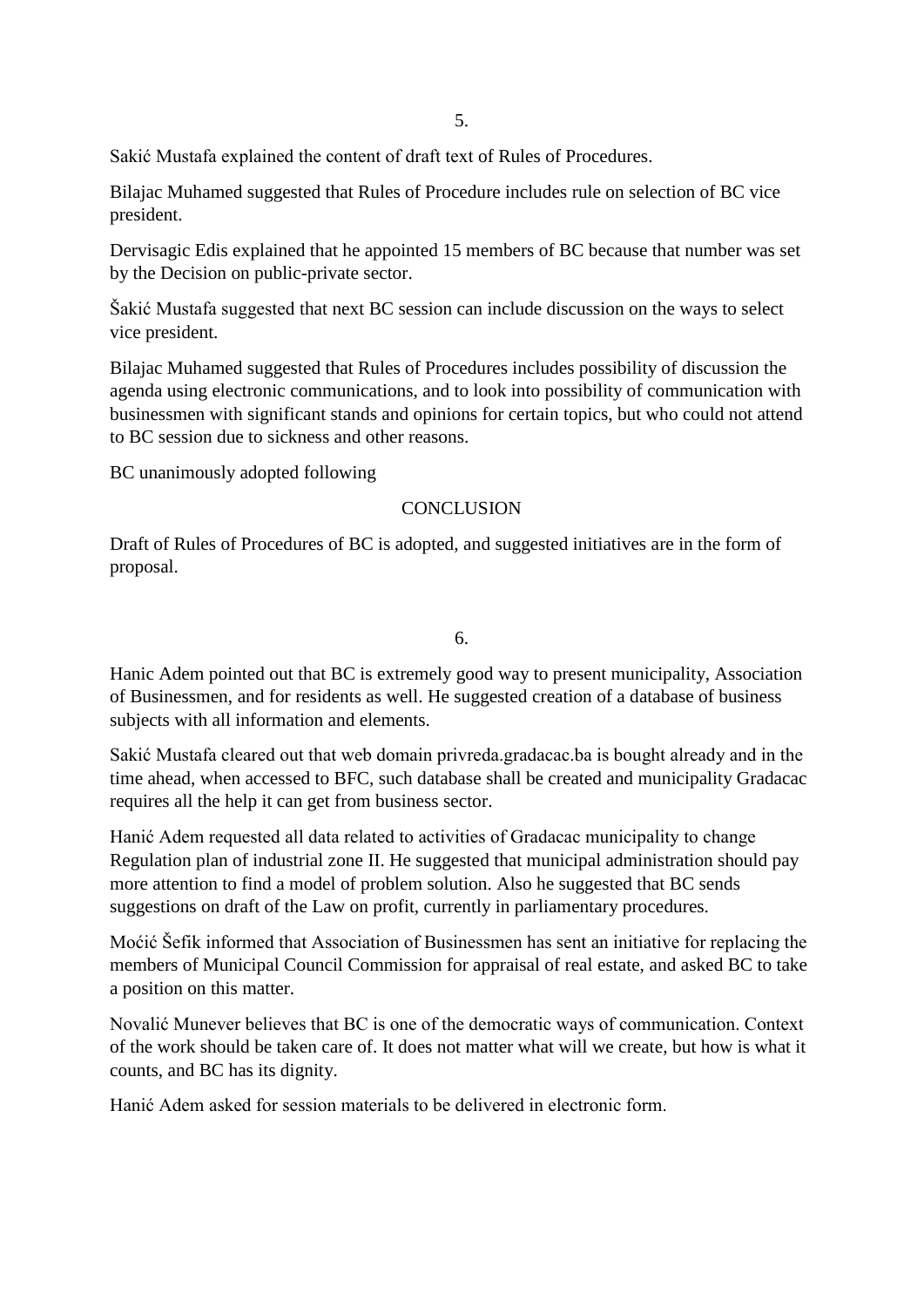5.

Sakić Mustafa explained the content of draft text of Rules of Procedures.

Bilajac Muhamed suggested that Rules of Procedure includes rule on selection of BC vice president.

Dervisagic Edis explained that he appointed 15 members of BC because that number was set by the Decision on public-private sector.

Šakić Mustafa suggested that next BC session can include discussion on the ways to select vice president.

Bilajac Muhamed suggested that Rules of Procedures includes possibility of discussion the agenda using electronic communications, and to look into possibility of communication with businessmen with significant stands and opinions for certain topics, but who could not attend to BC session due to sickness and other reasons.

BC unanimously adopted following

CONCLUSION

Draft of Rules of Procedures of BC is adopted, and suggested initiatives are in the form of proposal.

6.

Hanic Adem pointed out that BC is extremely good way to present municipality, Association of Businessmen, and for residents as well. He suggested creation of a database of business subjects with all information and elements.

Sakić Mustafa cleared out that web domain privreda.gradacac.ba is bought already and in the time ahead, when accessed to BFC, such database shall be created and municipality Gradacac requires all the help it can get from business sector.

Hanić Adem requested all data related to activities of Gradacac municipality to change Regulation plan of industrial zone II. He suggested that municipal administration should pay more attention to find a model of problem solution. Also he suggested that BC sends suggestions on draft of the Law on profit, currently in parliamentary procedures.

Moćić Šefik informed that Association of Businessmen has sent an initiative for replacing the members of Municipal Council Commission for appraisal of real estate, and asked BC to take a position on this matter.

Novalić Munever believes that BC is one of the democratic ways of communication. Context of the work should be taken care of. It does not matter what will we create, but how is what it counts, and BC has its dignity.

Hanić Adem asked for session materials to be delivered in electronic form.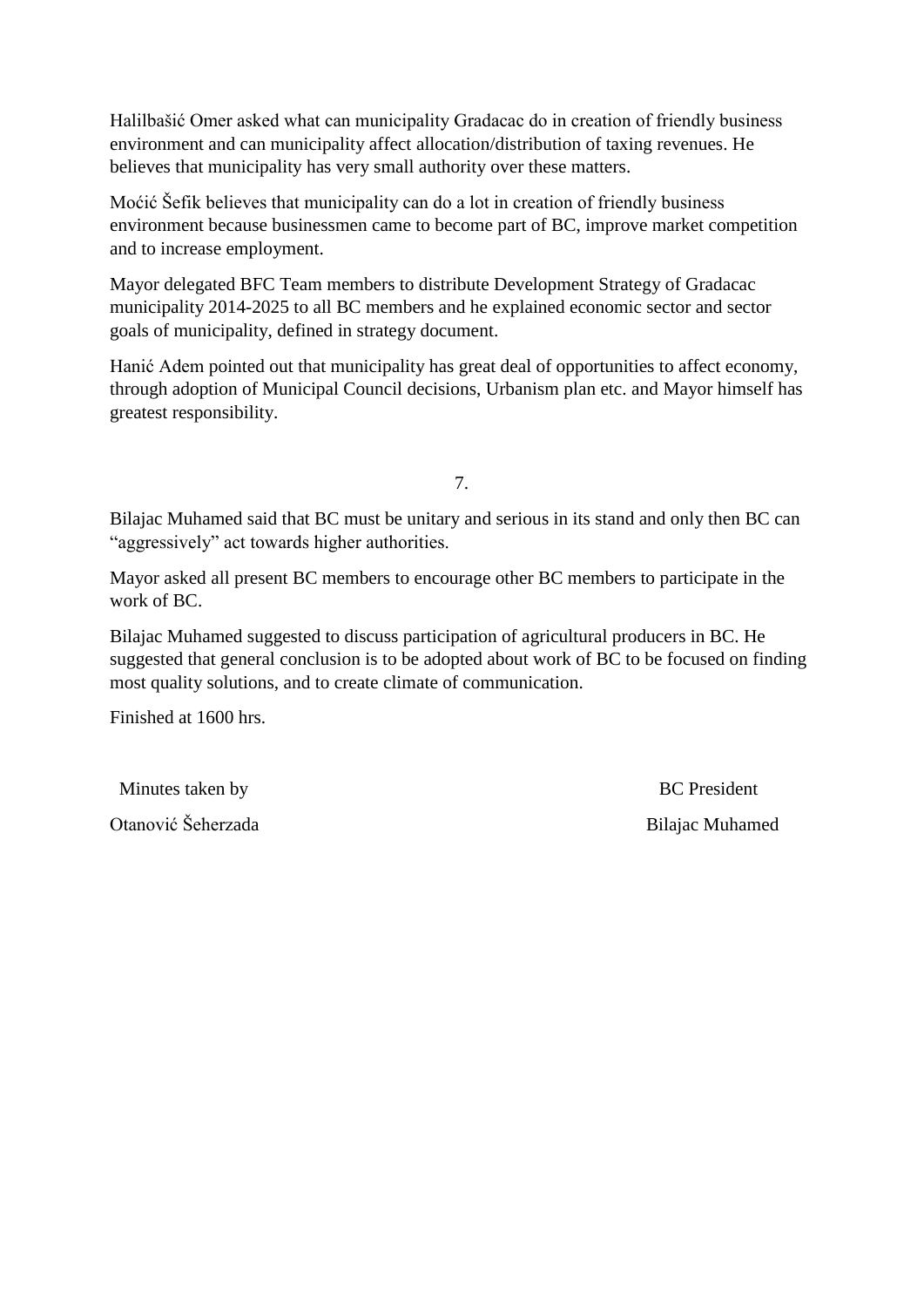Halilbašić Omer asked what can municipality Gradacac do in creation of friendly business environment and can municipality affect allocation/distribution of taxing revenues. He believes that municipality has very small authority over these matters.

Moćić Šefik believes that municipality can do a lot in creation of friendly business environment because businessmen came to become part of BC, improve market competition and to increase employment.

Mayor delegated BFC Team members to distribute Development Strategy of Gradacac municipality 2014-2025 to all BC members and he explained economic sector and sector goals of municipality, defined in strategy document.

Hanić Adem pointed out that municipality has great deal of opportunities to affect economy, through adoption of Municipal Council decisions, Urbanism plan etc. and Mayor himself has greatest responsibility.

7.

Bilajac Muhamed said that BC must be unitary and serious in its stand and only then BC can "aggressively" act towards higher authorities.

Mayor asked all present BC members to encourage other BC members to participate in the work of BC.

Bilajac Muhamed suggested to discuss participation of agricultural producers in BC. He suggested that general conclusion is to be adopted about work of BC to be focused on finding most quality solutions, and to create climate of communication.

Finished at 1600 hrs.

| | |
|---|---|
| Minutes taken by | BC President |
| Otanović Šeherzada | Bilajac Muhamed |